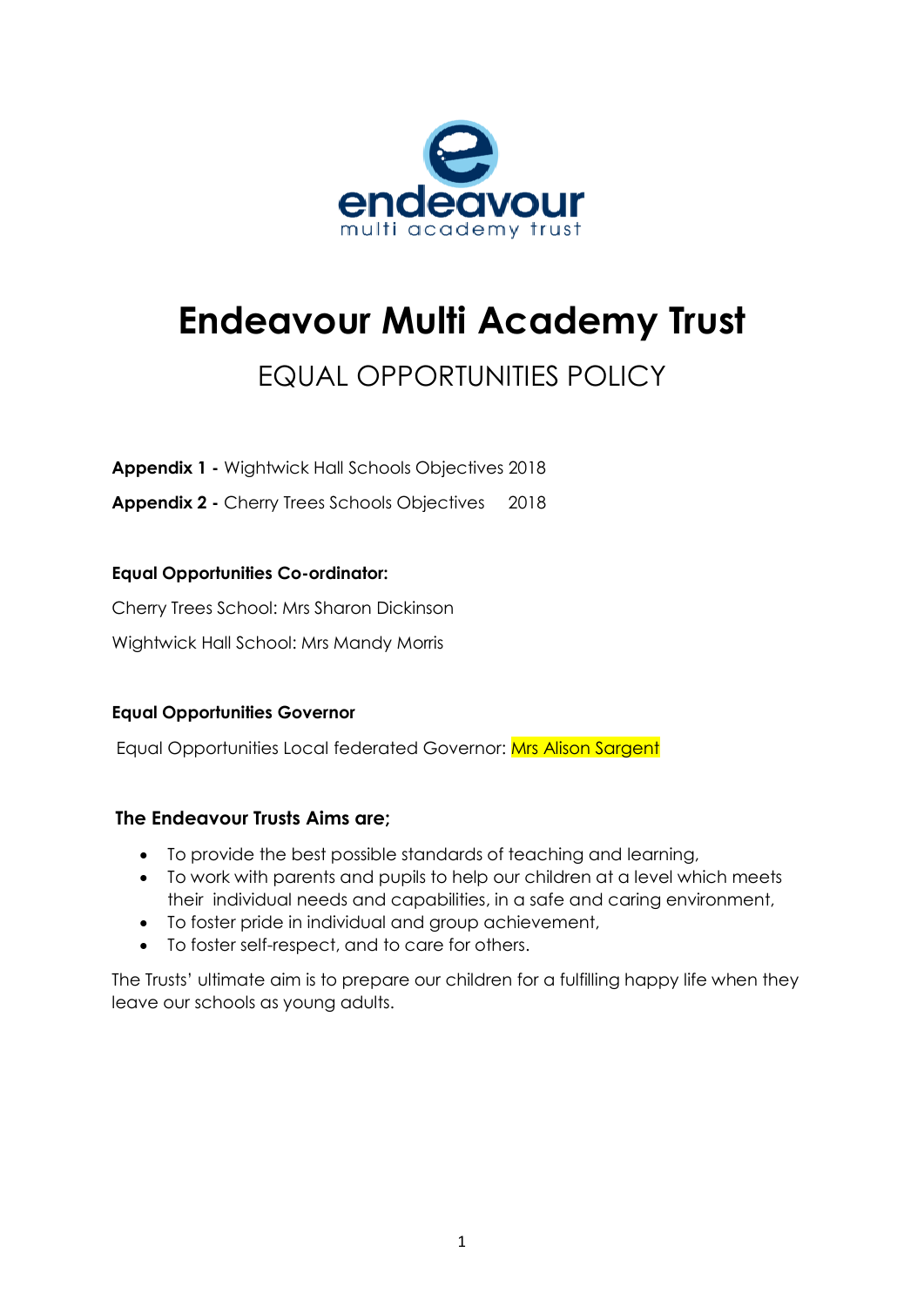# Endeavour Multi Academy Trust

## EQUAL OPPORTUNITIES POLICY

**Appendix 1 -** Wightwick Hall Schools Objectives 2018

**Appendix 2 -** Cherry Trees Schools Objectives 2018

**Equal Opportunities Co-ordinator:**

Cherry Trees School: Mrs Sharon Dickinson

Wightwick Hall School: Mrs Mandy Morris

**Equal Opportunities Governor**

Equal Opportunities Local federated Governor: Mrs Alison Sargent

### The Endeavour Trusts Aims are;

- To provide the best possible standards of teaching and learning,
- To work with parents and pupils to help our children at a level which meets their individual needs and capabilities, in a safe and caring environment,
- To foster pride in individual and group achievement,
- To foster self-respect, and to care for others.

The Trusts' ultimate aim is to prepare our children for a fulfilling happy life when they leave our schools as young adults.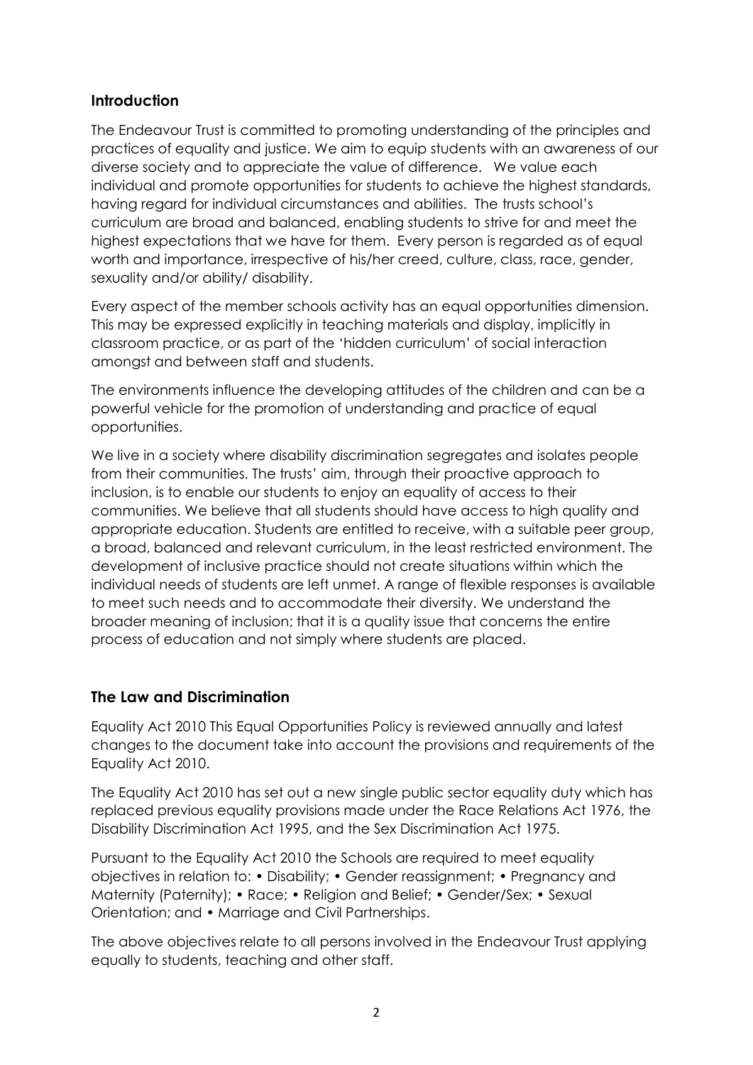## Introduction

The Endeavour Trust is committed to promoting understanding of the principles and practices of equality and justice. We aim to equip students with an awareness of our diverse society and to appreciate the value of difference. We value each individual and promote opportunities for students to achieve the highest standards, having regard for individual circumstances and abilities. The trusts school's curriculum are broad and balanced, enabling students to strive for and meet the highest expectations that we have for them. Every person is regarded as of equal worth and importance, irrespective of his/her creed, culture, class, race, gender, sexuality and/or ability/ disability.

Every aspect of the member schools activity has an equal opportunities dimension. This may be expressed explicitly in teaching materials and display, implicitly in classroom practice, or as part of the 'hidden curriculum' of social interaction amongst and between staff and students.

The environments influence the developing attitudes of the children and can be a powerful vehicle for the promotion of understanding and practice of equal opportunities.

We live in a society where disability discrimination segregates and isolates people from their communities. The trusts' aim, through their proactive approach to inclusion, is to enable our students to enjoy an equality of access to their communities. We believe that all students should have access to high quality and appropriate education. Students are entitled to receive, with a suitable peer group, a broad, balanced and relevant curriculum, in the least restricted environment. The development of inclusive practice should not create situations within which the individual needs of students are left unmet. A range of flexible responses is available to meet such needs and to accommodate their diversity. We understand the broader meaning of inclusion; that it is a quality issue that concerns the entire process of education and not simply where students are placed.

## The Law and Discrimination

Equality Act 2010 This Equal Opportunities Policy is reviewed annually and latest changes to the document take into account the provisions and requirements of the Equality Act 2010.

The Equality Act 2010 has set out a new single public sector equality duty which has replaced previous equality provisions made under the Race Relations Act 1976, the Disability Discrimination Act 1995, and the Sex Discrimination Act 1975.

Pursuant to the Equality Act 2010 the Schools are required to meet equality objectives in relation to: • Disability; • Gender reassignment; • Pregnancy and Maternity (Paternity); • Race; • Religion and Belief; • Gender/Sex; • Sexual Orientation; and • Marriage and Civil Partnerships.

The above objectives relate to all persons involved in the Endeavour Trust applying equally to students, teaching and other staff.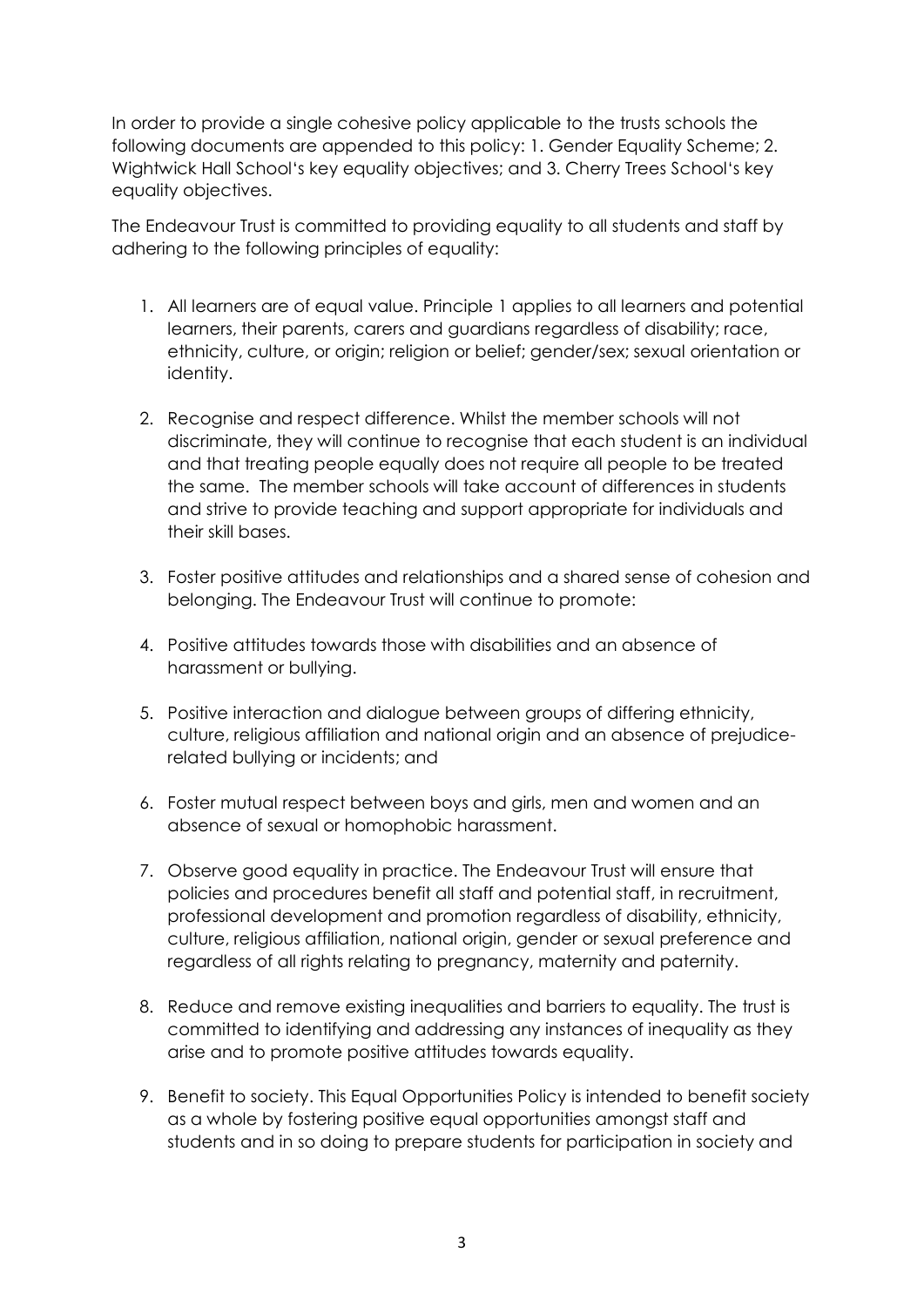In order to provide a single cohesive policy applicable to the trusts schools the following documents are appended to this policy: 1. Gender Equality Scheme; 2. Wightwick Hall School's key equality objectives; and 3. Cherry Trees School's key equality objectives.

The Endeavour Trust is committed to providing equality to all students and staff by adhering to the following principles of equality:

1. All learners are of equal value. Principle 1 applies to all learners and potential learners, their parents, carers and guardians regardless of disability; race, ethnicity, culture, or origin; religion or belief; gender/sex; sexual orientation or identity.

2. Recognise and respect difference. Whilst the member schools will not discriminate, they will continue to recognise that each student is an individual and that treating people equally does not require all people to be treated the same. The member schools will take account of differences in students and strive to provide teaching and support appropriate for individuals and their skill bases.

3. Foster positive attitudes and relationships and a shared sense of cohesion and belonging. The Endeavour Trust will continue to promote:

4. Positive attitudes towards those with disabilities and an absence of harassment or bullying.

5. Positive interaction and dialogue between groups of differing ethnicity, culture, religious affiliation and national origin and an absence of prejudice-related bullying or incidents; and

6. Foster mutual respect between boys and girls, men and women and an absence of sexual or homophobic harassment.

7. Observe good equality in practice. The Endeavour Trust will ensure that policies and procedures benefit all staff and potential staff, in recruitment, professional development and promotion regardless of disability, ethnicity, culture, religious affiliation, national origin, gender or sexual preference and regardless of all rights relating to pregnancy, maternity and paternity.

8. Reduce and remove existing inequalities and barriers to equality. The trust is committed to identifying and addressing any instances of inequality as they arise and to promote positive attitudes towards equality.

9. Benefit to society. This Equal Opportunities Policy is intended to benefit society as a whole by fostering positive equal opportunities amongst staff and students and in so doing to prepare students for participation in society and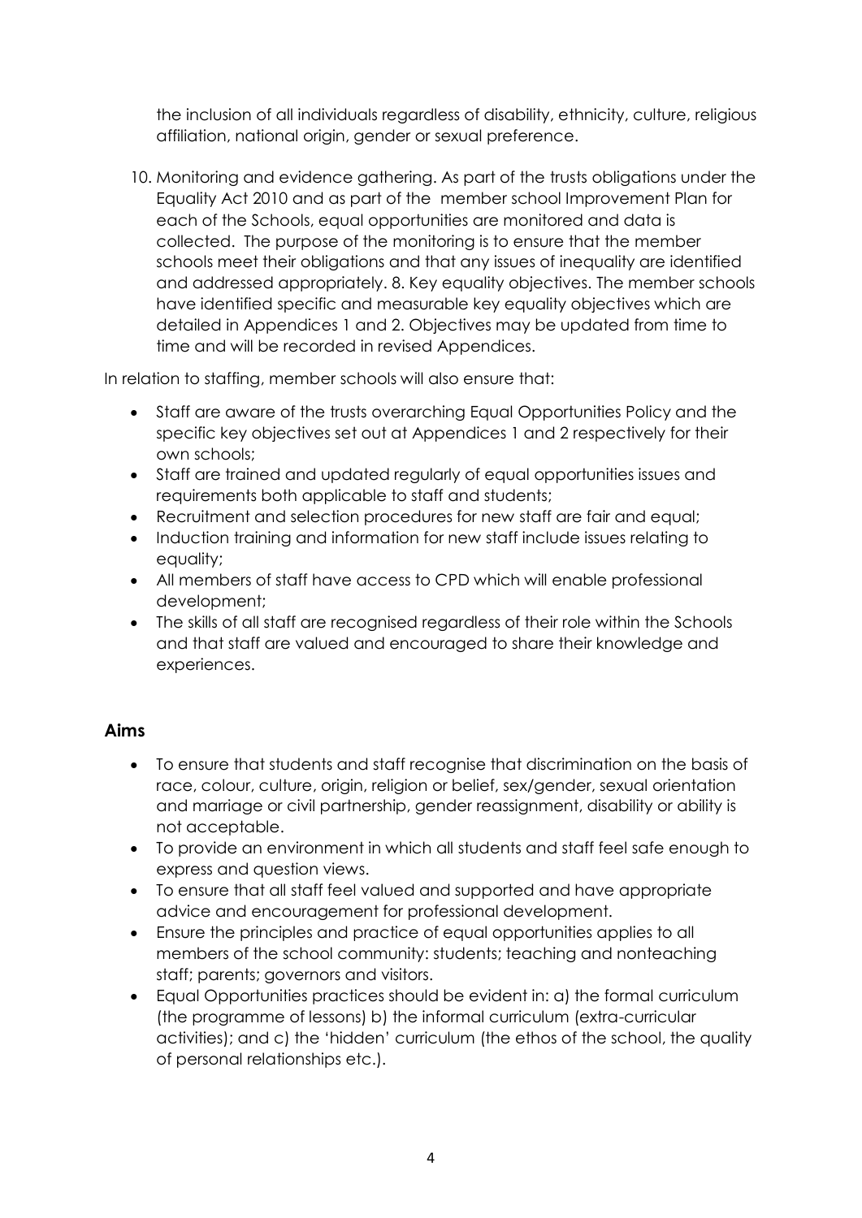the inclusion of all individuals regardless of disability, ethnicity, culture, religious affiliation, national origin, gender or sexual preference.

10. Monitoring and evidence gathering. As part of the trusts obligations under the Equality Act 2010 and as part of the member school Improvement Plan for each of the Schools, equal opportunities are monitored and data is collected. The purpose of the monitoring is to ensure that the member schools meet their obligations and that any issues of inequality are identified and addressed appropriately. 8. Key equality objectives. The member schools have identified specific and measurable key equality objectives which are detailed in Appendices 1 and 2. Objectives may be updated from time to time and will be recorded in revised Appendices.

In relation to staffing, member schools will also ensure that:

- Staff are aware of the trusts overarching Equal Opportunities Policy and the specific key objectives set out at Appendices 1 and 2 respectively for their own schools;
- Staff are trained and updated regularly of equal opportunities issues and requirements both applicable to staff and students;
- Recruitment and selection procedures for new staff are fair and equal;
- Induction training and information for new staff include issues relating to equality;
- All members of staff have access to CPD which will enable professional development;
- The skills of all staff are recognised regardless of their role within the Schools and that staff are valued and encouraged to share their knowledge and experiences.

## Aims

- To ensure that students and staff recognise that discrimination on the basis of race, colour, culture, origin, religion or belief, sex/gender, sexual orientation and marriage or civil partnership, gender reassignment, disability or ability is not acceptable.
- To provide an environment in which all students and staff feel safe enough to express and question views.
- To ensure that all staff feel valued and supported and have appropriate advice and encouragement for professional development.
- Ensure the principles and practice of equal opportunities applies to all members of the school community: students; teaching and nonteaching staff; parents; governors and visitors.
- Equal Opportunities practices should be evident in: a) the formal curriculum (the programme of lessons) b) the informal curriculum (extra-curricular activities); and c) the 'hidden' curriculum (the ethos of the school, the quality of personal relationships etc.).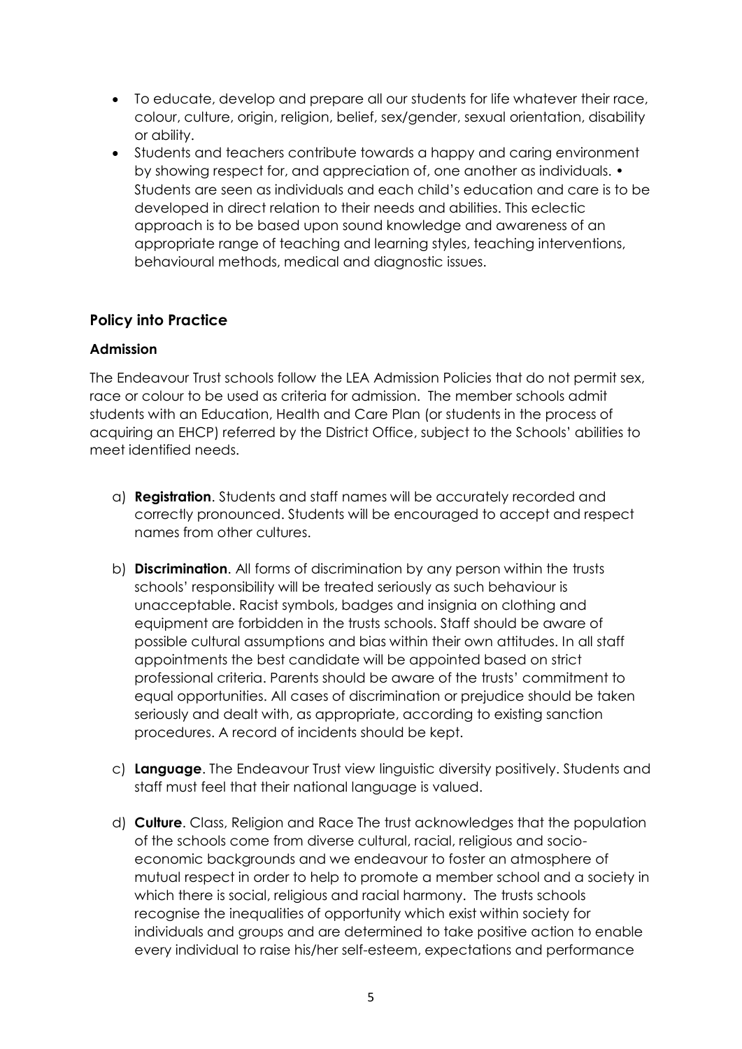- To educate, develop and prepare all our students for life whatever their race, colour, culture, origin, religion, belief, sex/gender, sexual orientation, disability or ability.
- Students and teachers contribute towards a happy and caring environment by showing respect for, and appreciation of, one another as individuals. • Students are seen as individuals and each child's education and care is to be developed in direct relation to their needs and abilities. This eclectic approach is to be based upon sound knowledge and awareness of an appropriate range of teaching and learning styles, teaching interventions, behavioural methods, medical and diagnostic issues.

## Policy into Practice

### Admission

The Endeavour Trust schools follow the LEA Admission Policies that do not permit sex, race or colour to be used as criteria for admission. The member schools admit students with an Education, Health and Care Plan (or students in the process of acquiring an EHCP) referred by the District Office, subject to the Schools' abilities to meet identified needs.

a) **Registration**. Students and staff names will be accurately recorded and correctly pronounced. Students will be encouraged to accept and respect names from other cultures.

b) **Discrimination**. All forms of discrimination by any person within the trusts schools' responsibility will be treated seriously as such behaviour is unacceptable. Racist symbols, badges and insignia on clothing and equipment are forbidden in the trusts schools. Staff should be aware of possible cultural assumptions and bias within their own attitudes. In all staff appointments the best candidate will be appointed based on strict professional criteria. Parents should be aware of the trusts' commitment to equal opportunities. All cases of discrimination or prejudice should be taken seriously and dealt with, as appropriate, according to existing sanction procedures. A record of incidents should be kept.

c) **Language**. The Endeavour Trust view linguistic diversity positively. Students and staff must feel that their national language is valued.

d) **Culture**. Class, Religion and Race The trust acknowledges that the population of the schools come from diverse cultural, racial, religious and socio-economic backgrounds and we endeavour to foster an atmosphere of mutual respect in order to help to promote a member school and a society in which there is social, religious and racial harmony. The trusts schools recognise the inequalities of opportunity which exist within society for individuals and groups and are determined to take positive action to enable every individual to raise his/her self-esteem, expectations and performance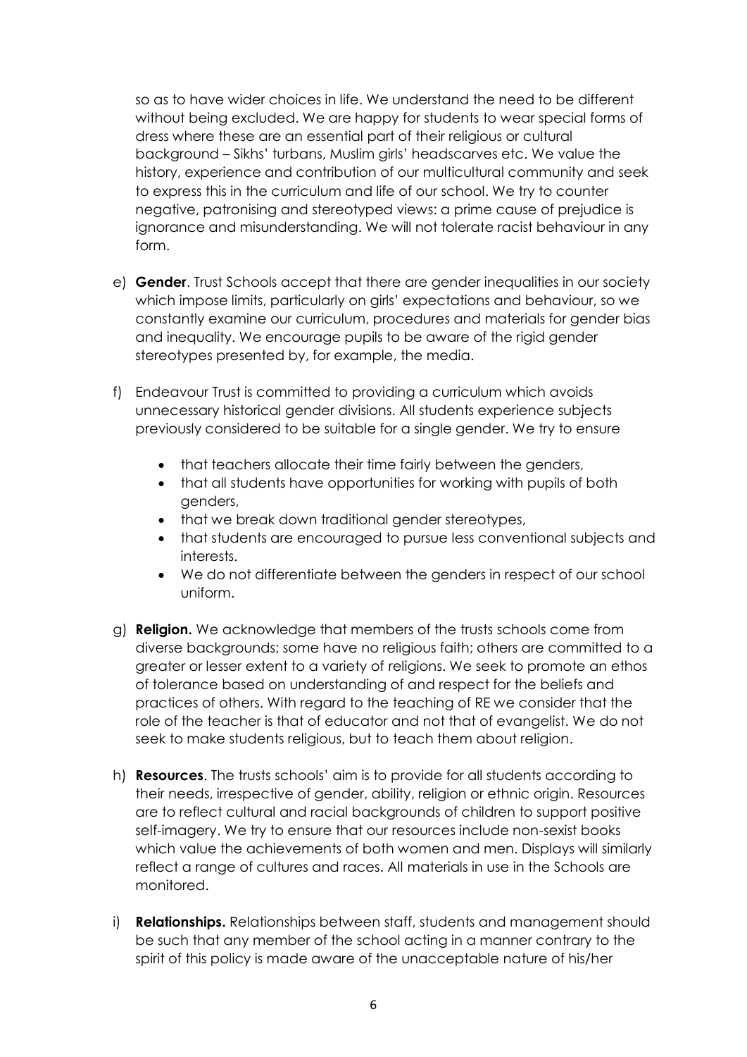so as to have wider choices in life. We understand the need to be different without being excluded. We are happy for students to wear special forms of dress where these are an essential part of their religious or cultural background – Sikhs' turbans, Muslim girls' headscarves etc. We value the history, experience and contribution of our multicultural community and seek to express this in the curriculum and life of our school. We try to counter negative, patronising and stereotyped views: a prime cause of prejudice is ignorance and misunderstanding. We will not tolerate racist behaviour in any form.

e) **Gender**. Trust Schools accept that there are gender inequalities in our society which impose limits, particularly on girls' expectations and behaviour, so we constantly examine our curriculum, procedures and materials for gender bias and inequality. We encourage pupils to be aware of the rigid gender stereotypes presented by, for example, the media.

f) Endeavour Trust is committed to providing a curriculum which avoids unnecessary historical gender divisions. All students experience subjects previously considered to be suitable for a single gender. We try to ensure

   - that teachers allocate their time fairly between the genders,
   - that all students have opportunities for working with pupils of both genders,
   - that we break down traditional gender stereotypes,
   - that students are encouraged to pursue less conventional subjects and interests.
   - We do not differentiate between the genders in respect of our school uniform.

g) **Religion.** We acknowledge that members of the trusts schools come from diverse backgrounds: some have no religious faith; others are committed to a greater or lesser extent to a variety of religions. We seek to promote an ethos of tolerance based on understanding of and respect for the beliefs and practices of others. With regard to the teaching of RE we consider that the role of the teacher is that of educator and not that of evangelist. We do not seek to make students religious, but to teach them about religion.

h) **Resources**. The trusts schools' aim is to provide for all students according to their needs, irrespective of gender, ability, religion or ethnic origin. Resources are to reflect cultural and racial backgrounds of children to support positive self-imagery. We try to ensure that our resources include non-sexist books which value the achievements of both women and men. Displays will similarly reflect a range of cultures and races. All materials in use in the Schools are monitored.

i) **Relationships.** Relationships between staff, students and management should be such that any member of the school acting in a manner contrary to the spirit of this policy is made aware of the unacceptable nature of his/her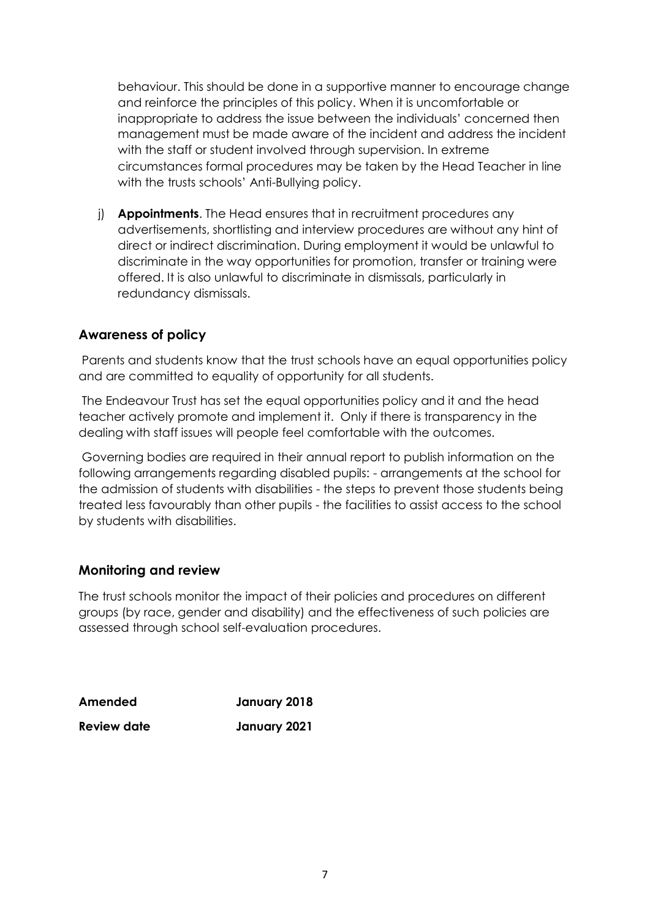behaviour. This should be done in a supportive manner to encourage change and reinforce the principles of this policy. When it is uncomfortable or inappropriate to address the issue between the individuals' concerned then management must be made aware of the incident and address the incident with the staff or student involved through supervision. In extreme circumstances formal procedures may be taken by the Head Teacher in line with the trusts schools' Anti-Bullying policy.

j) **Appointments**. The Head ensures that in recruitment procedures any advertisements, shortlisting and interview procedures are without any hint of direct or indirect discrimination. During employment it would be unlawful to discriminate in the way opportunities for promotion, transfer or training were offered. It is also unlawful to discriminate in dismissals, particularly in redundancy dismissals.

### Awareness of policy

Parents and students know that the trust schools have an equal opportunities policy and are committed to equality of opportunity for all students.

The Endeavour Trust has set the equal opportunities policy and it and the head teacher actively promote and implement it. Only if there is transparency in the dealing with staff issues will people feel comfortable with the outcomes.

Governing bodies are required in their annual report to publish information on the following arrangements regarding disabled pupils: - arrangements at the school for the admission of students with disabilities - the steps to prevent those students being treated less favourably than other pupils - the facilities to assist access to the school by students with disabilities.

### Monitoring and review

The trust schools monitor the impact of their policies and procedures on different groups (by race, gender and disability) and the effectiveness of such policies are assessed through school self-evaluation procedures.

| **Amended** | **January 2018** |
|---|---|
| **Review date** | **January 2021** |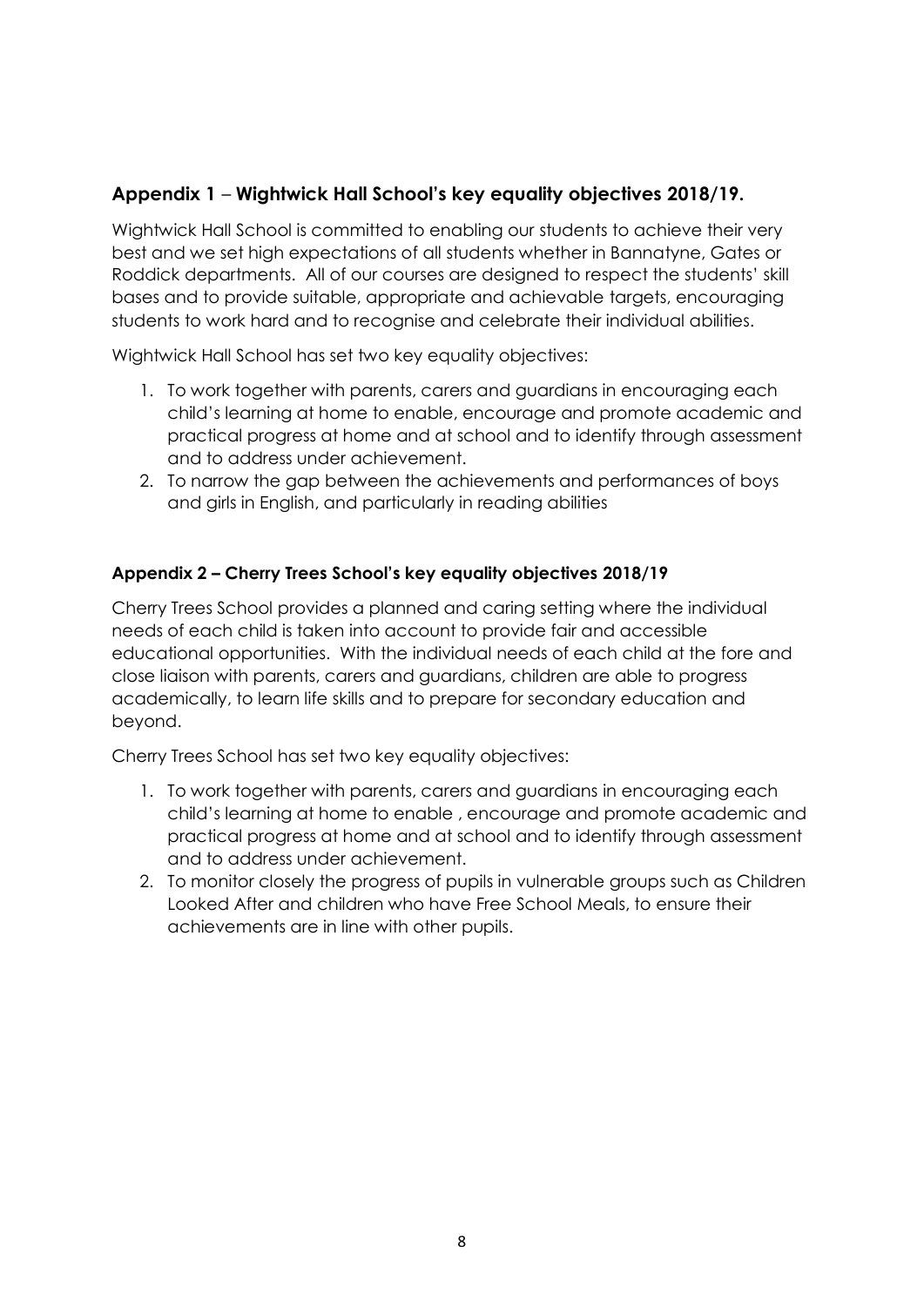## Appendix 1 – Wightwick Hall School's key equality objectives 2018/19.

Wightwick Hall School is committed to enabling our students to achieve their very best and we set high expectations of all students whether in Bannatyne, Gates or Roddick departments. All of our courses are designed to respect the students' skill bases and to provide suitable, appropriate and achievable targets, encouraging students to work hard and to recognise and celebrate their individual abilities.

Wightwick Hall School has set two key equality objectives:

1. To work together with parents, carers and guardians in encouraging each child's learning at home to enable, encourage and promote academic and practical progress at home and at school and to identify through assessment and to address under achievement.
2. To narrow the gap between the achievements and performances of boys and girls in English, and particularly in reading abilities

### Appendix 2 – Cherry Trees School's key equality objectives 2018/19

Cherry Trees School provides a planned and caring setting where the individual needs of each child is taken into account to provide fair and accessible educational opportunities. With the individual needs of each child at the fore and close liaison with parents, carers and guardians, children are able to progress academically, to learn life skills and to prepare for secondary education and beyond.

Cherry Trees School has set two key equality objectives:

1. To work together with parents, carers and guardians in encouraging each child's learning at home to enable , encourage and promote academic and practical progress at home and at school and to identify through assessment and to address under achievement.
2. To monitor closely the progress of pupils in vulnerable groups such as Children Looked After and children who have Free School Meals, to ensure their achievements are in line with other pupils.